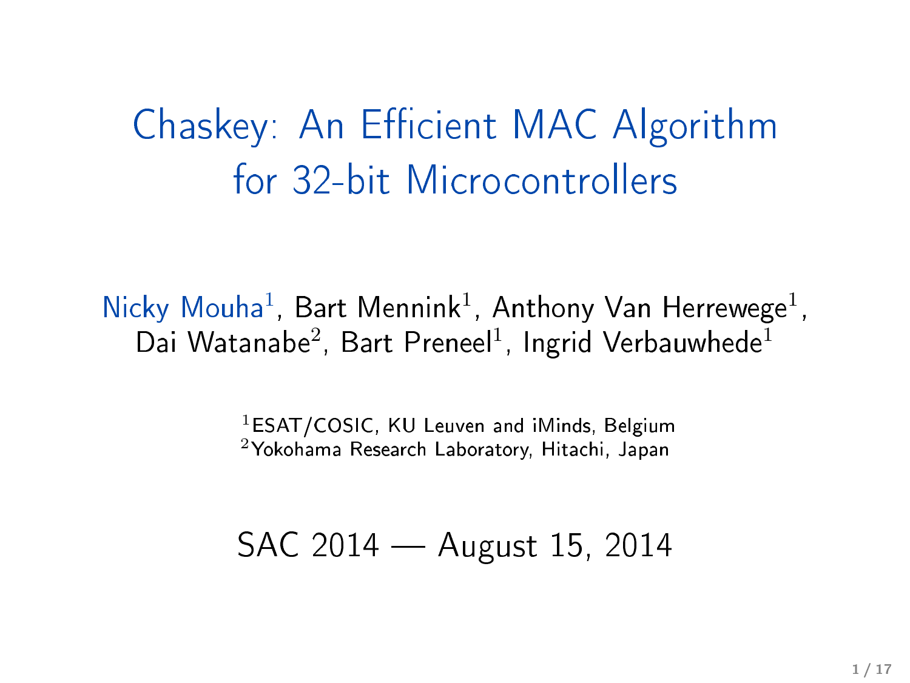# Chaskey: An Efficient MAC Algorithm for 32-bit Microcontrollers

Nicky Mouha[1], Bart Mennink[1], Anthony Van Herrewege[1], Dai Watanabe[2], Bart Preneel[1], Ingrid Verbauwhede[1]

[1]ESAT/COSIC, KU Leuven and iMinds, Belgium
[2]Yokohama Research Laboratory, Hitachi, Japan

SAC 2014 — August 15, 2014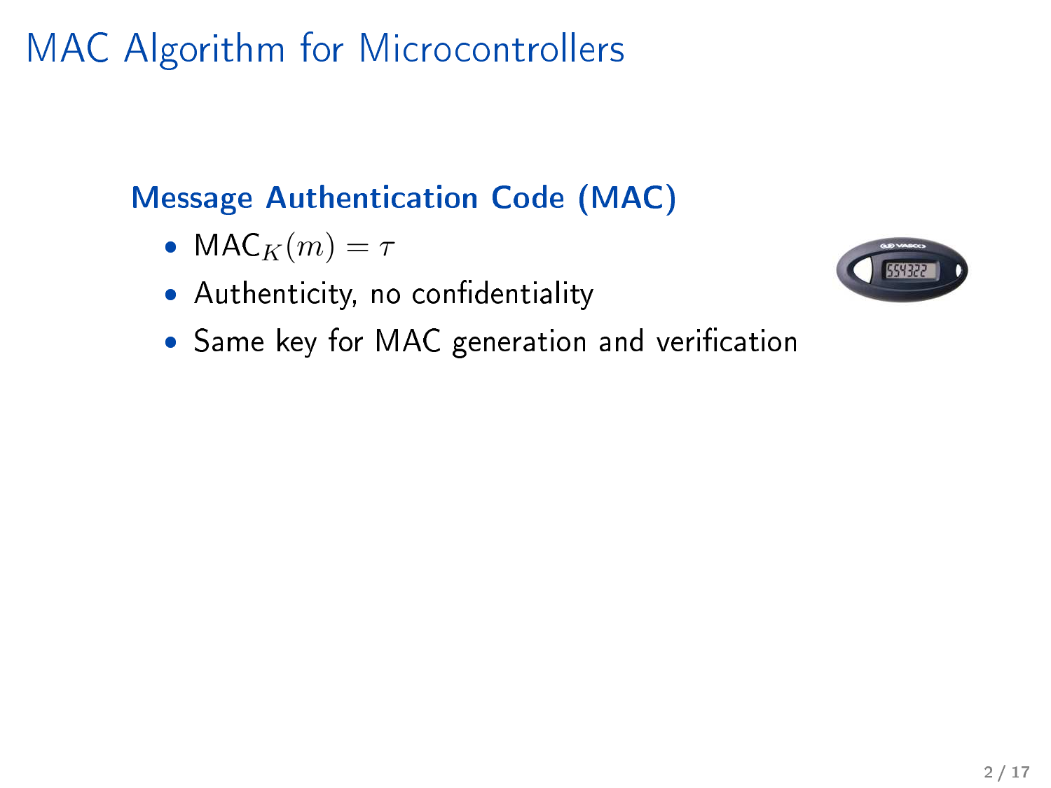# MAC Algorithm for Microcontrollers

## Message Authentication Code (MAC)

- $\mathsf{MAC}_K(m) = \tau$
- Authenticity, no confidentiality
- Same key for MAC generation and verification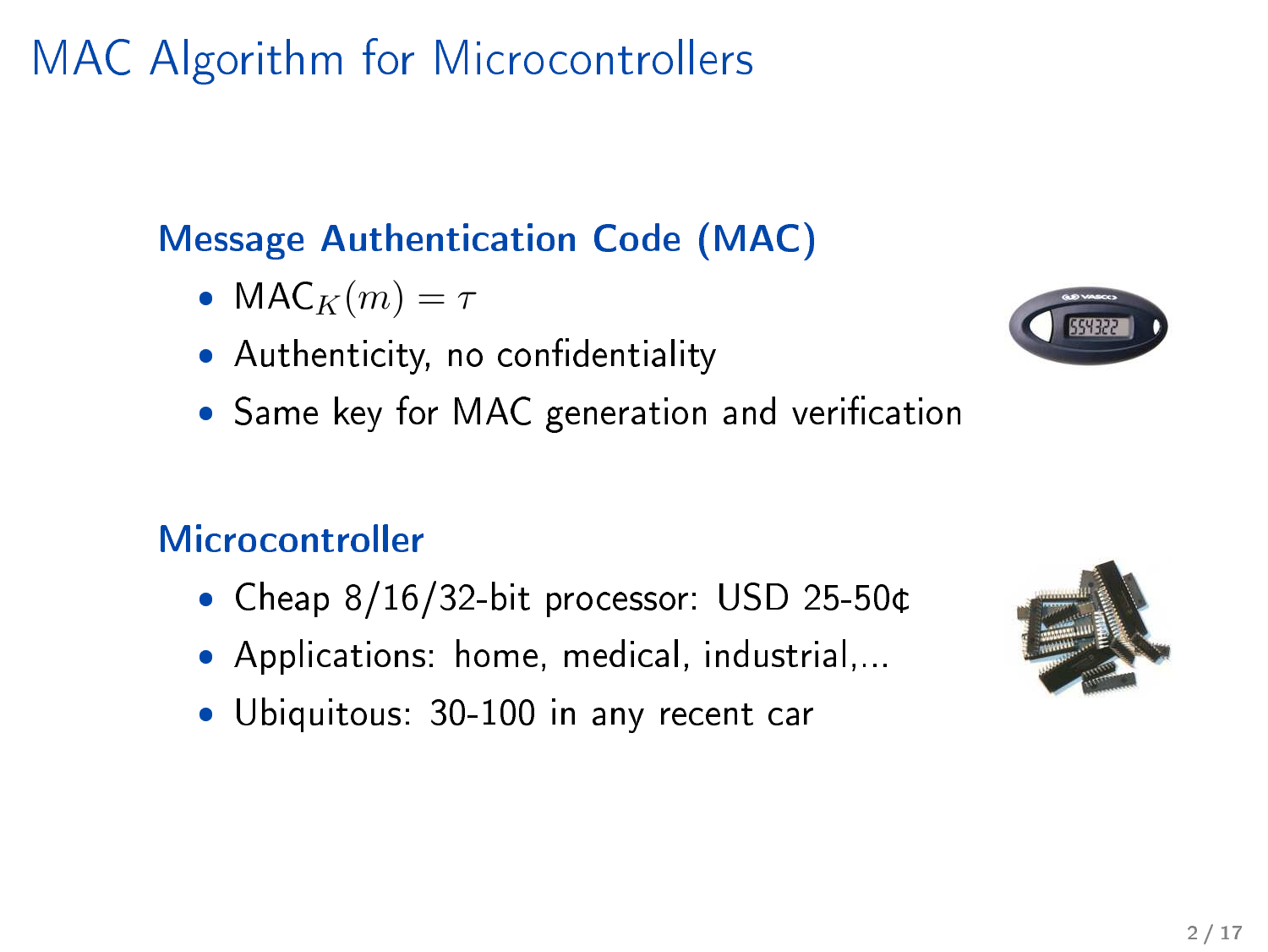# MAC Algorithm for Microcontrollers

### Message Authentication Code (MAC)

- $\text{MAC}_K(m) = \tau$
- Authenticity, no confidentiality
- Same key for MAC generation and verification

### Microcontroller

- Cheap 8/16/32-bit processor: USD 25-50¢
- Applications: home, medical, industrial,...
- Ubiquitous: 30-100 in any recent car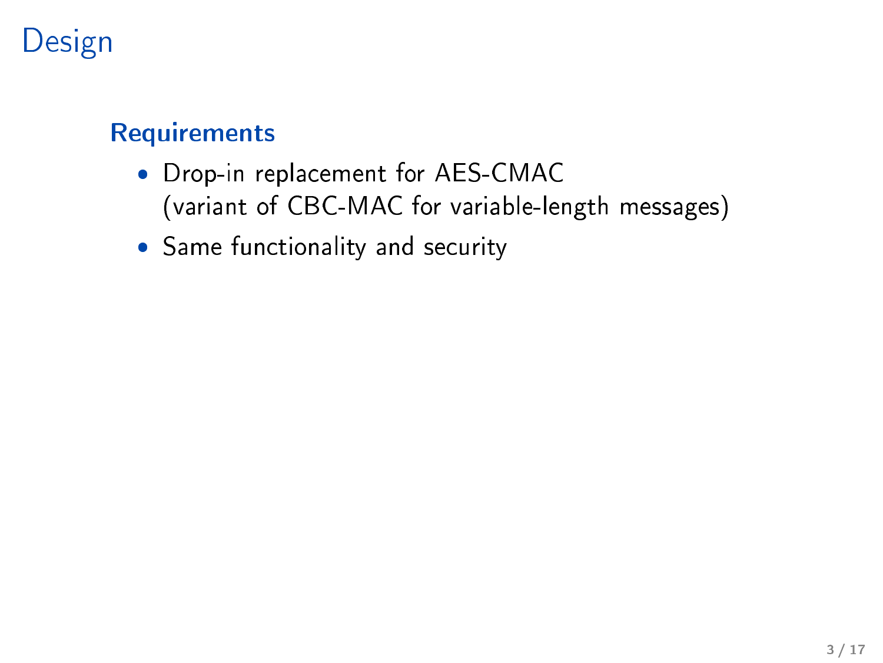# Design

### Requirements

- Drop-in replacement for AES-CMAC
  (variant of CBC-MAC for variable-length messages)
- Same functionality and security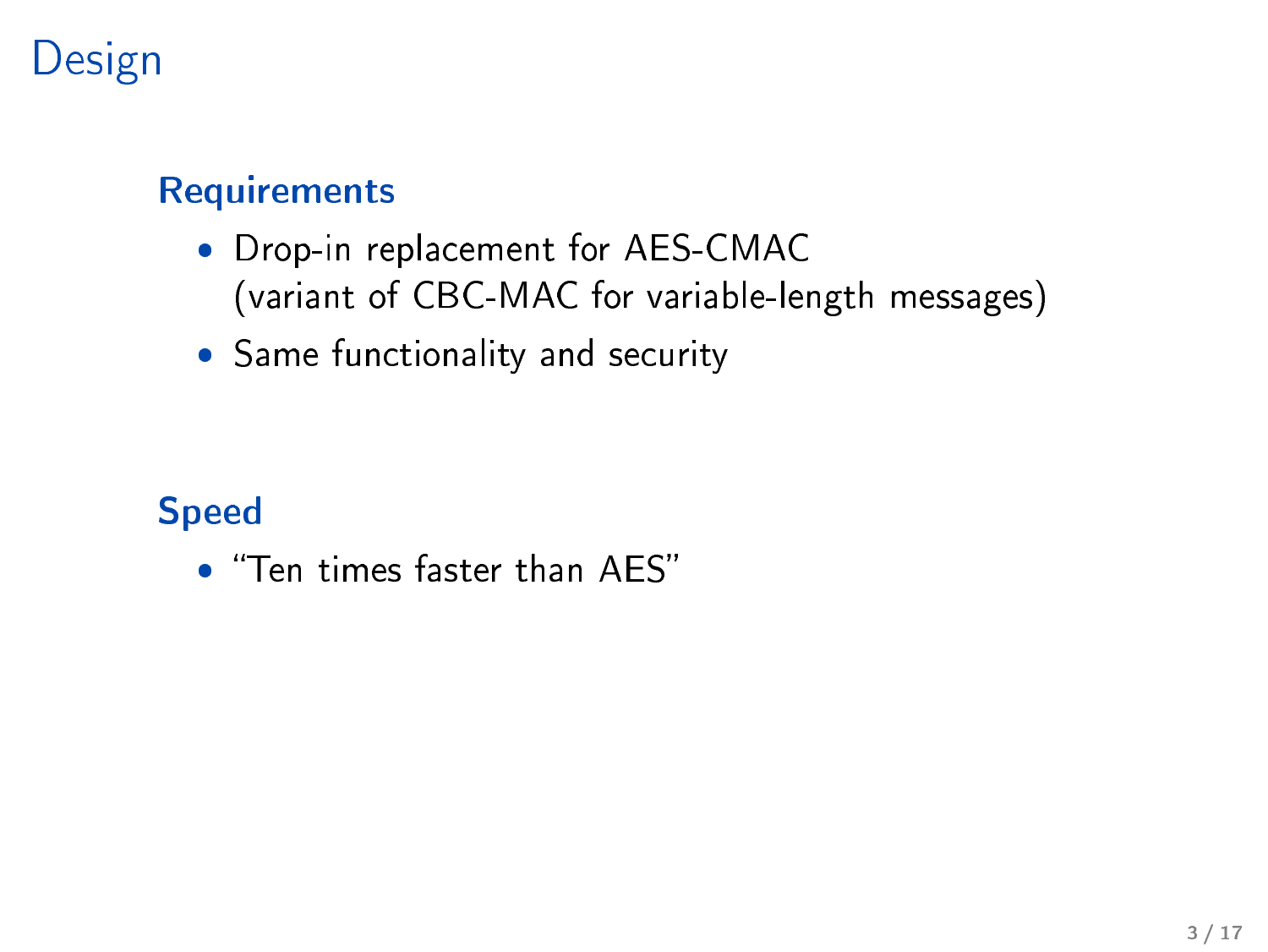# Design

### Requirements

- Drop-in replacement for AES-CMAC
  (variant of CBC-MAC for variable-length messages)
- Same functionality and security

### Speed

- "Ten times faster than AES"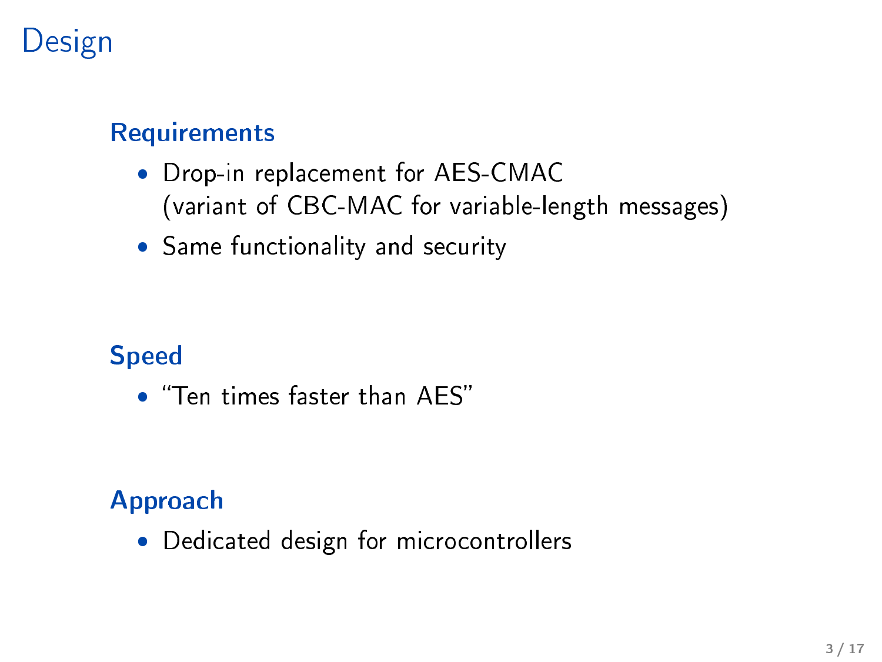# Design

### Requirements

- Drop-in replacement for AES-CMAC
  (variant of CBC-MAC for variable-length messages)
- Same functionality and security

### Speed

- "Ten times faster than AES"

### Approach

- Dedicated design for microcontrollers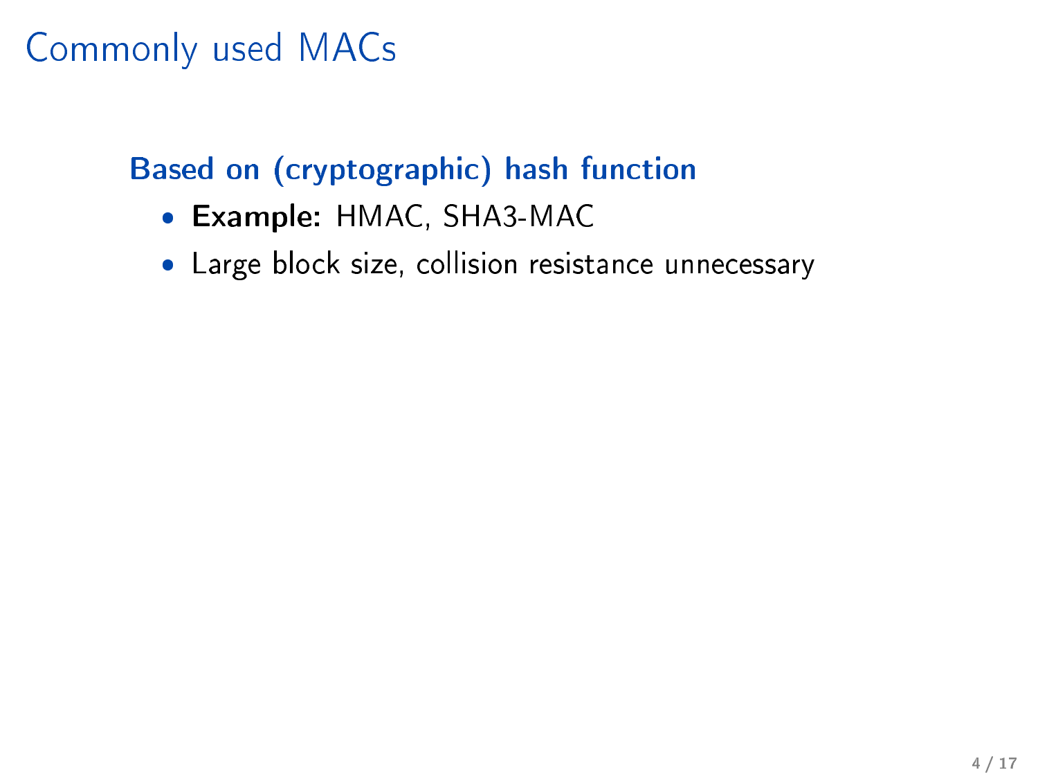# Commonly used MACs

### Based on (cryptographic) hash function

- **Example:** HMAC, SHA3-MAC
- Large block size, collision resistance unnecessary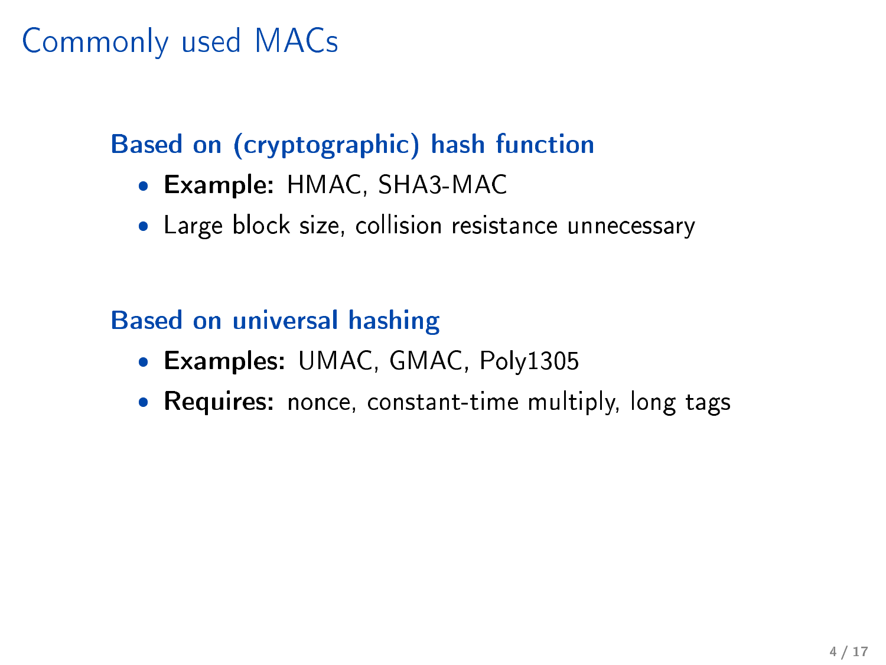# Commonly used MACs

### Based on (cryptographic) hash function

- **Example:** HMAC, SHA3-MAC
- Large block size, collision resistance unnecessary

### Based on universal hashing

- **Examples:** UMAC, GMAC, Poly1305
- **Requires:** nonce, constant-time multiply, long tags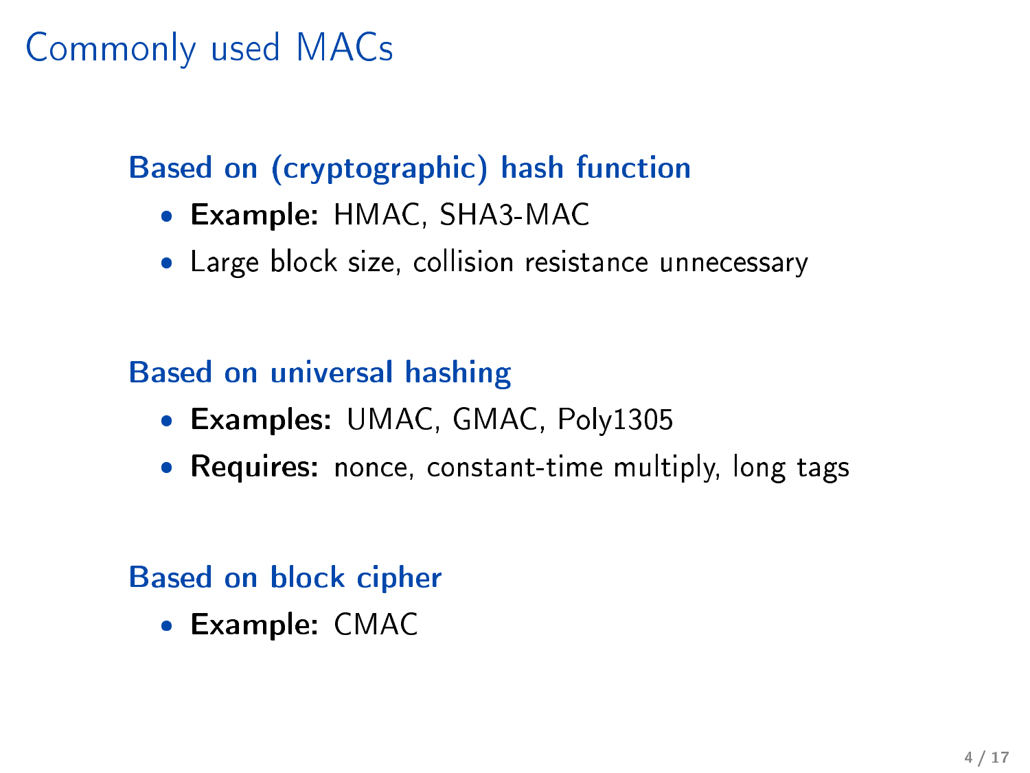# Commonly used MACs

### Based on (cryptographic) hash function

- **Example:** HMAC, SHA3-MAC
- Large block size, collision resistance unnecessary

### Based on universal hashing

- **Examples:** UMAC, GMAC, Poly1305
- **Requires:** nonce, constant-time multiply, long tags

### Based on block cipher

- **Example:** CMAC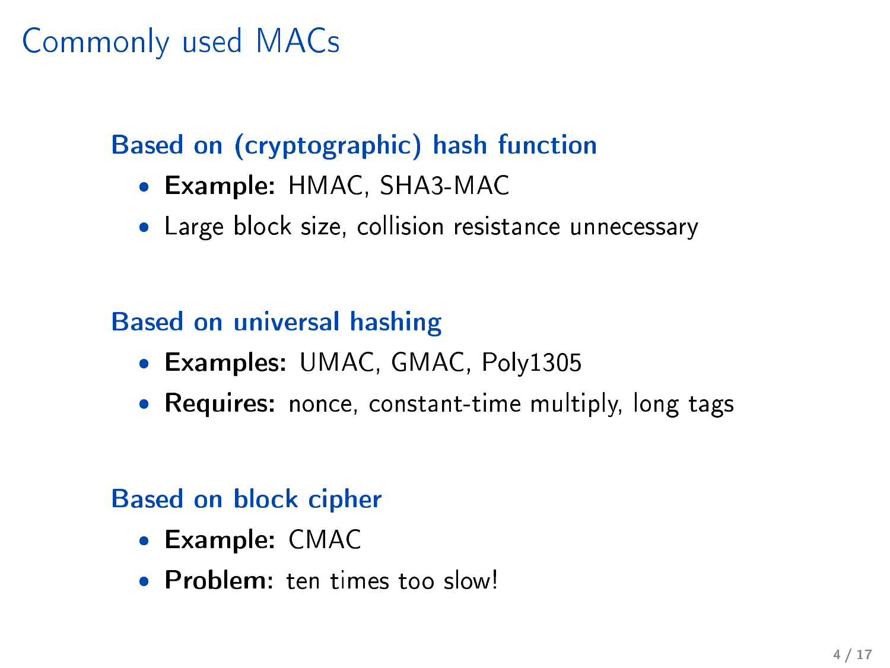# Commonly used MACs

### Based on (cryptographic) hash function

- **Example:** HMAC, SHA3-MAC
- Large block size, collision resistance unnecessary

### Based on universal hashing

- **Examples:** UMAC, GMAC, Poly1305
- **Requires:** nonce, constant-time multiply, long tags

### Based on block cipher

- **Example:** CMAC
- **Problem:** ten times too slow!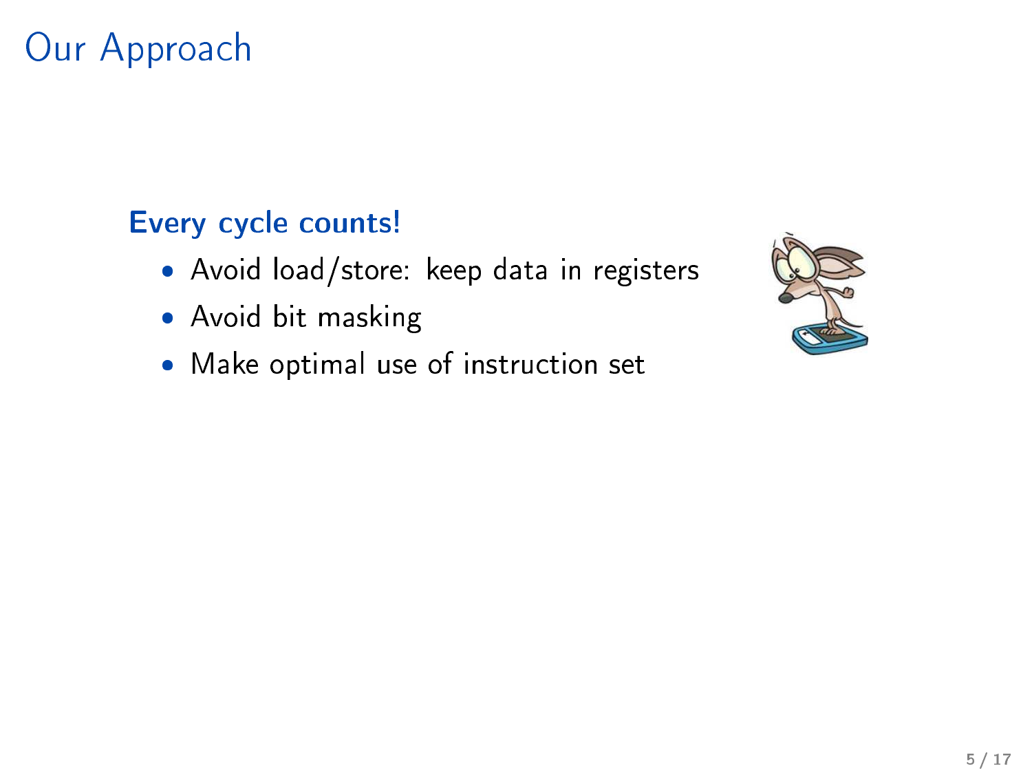# Our Approach

**Every cycle counts!**

- Avoid load/store: keep data in registers
- Avoid bit masking
- Make optimal use of instruction set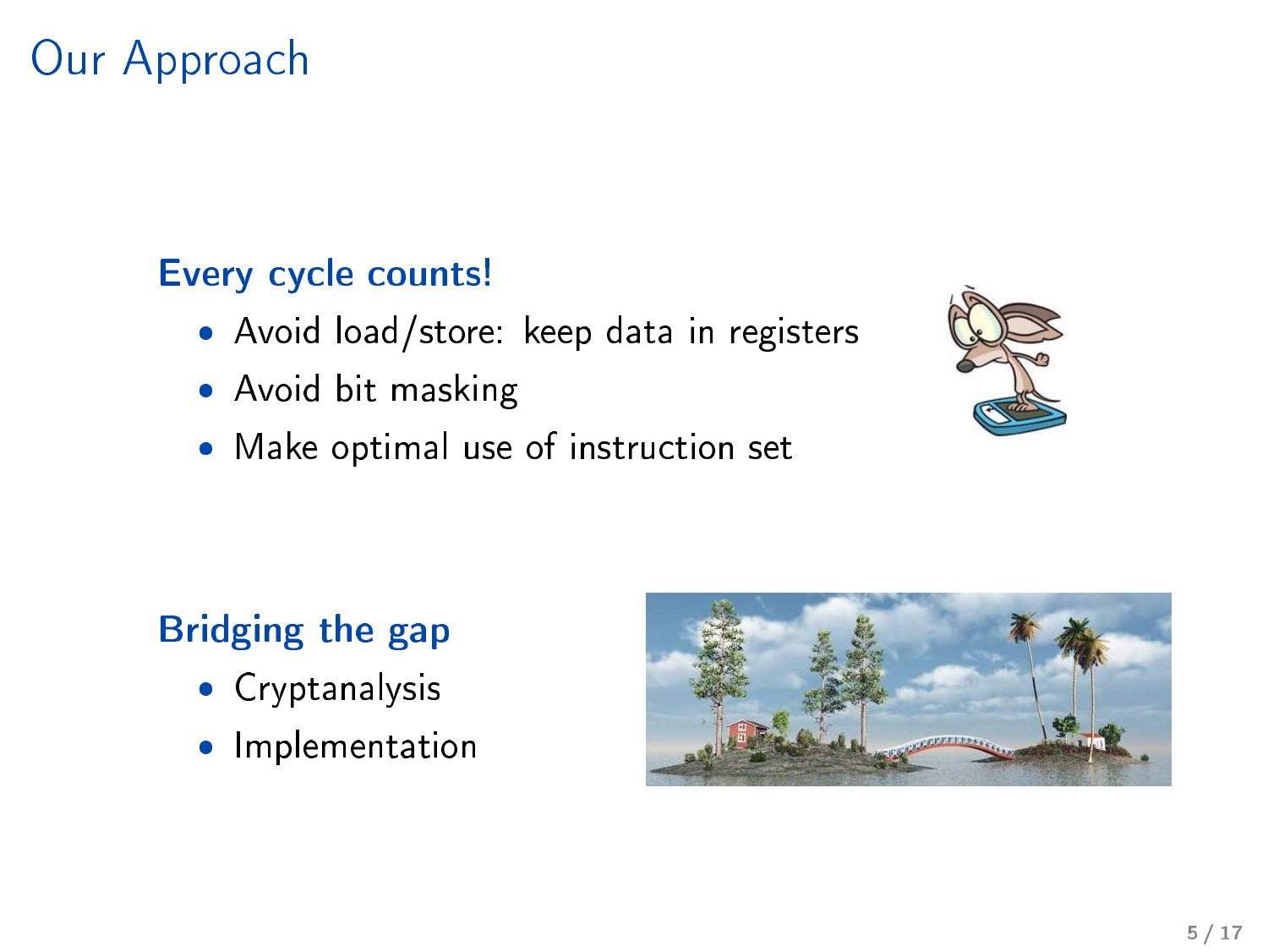# Our Approach

### Every cycle counts!

- Avoid load/store: keep data in registers
- Avoid bit masking
- Make optimal use of instruction set

### Bridging the gap

- Cryptanalysis
- Implementation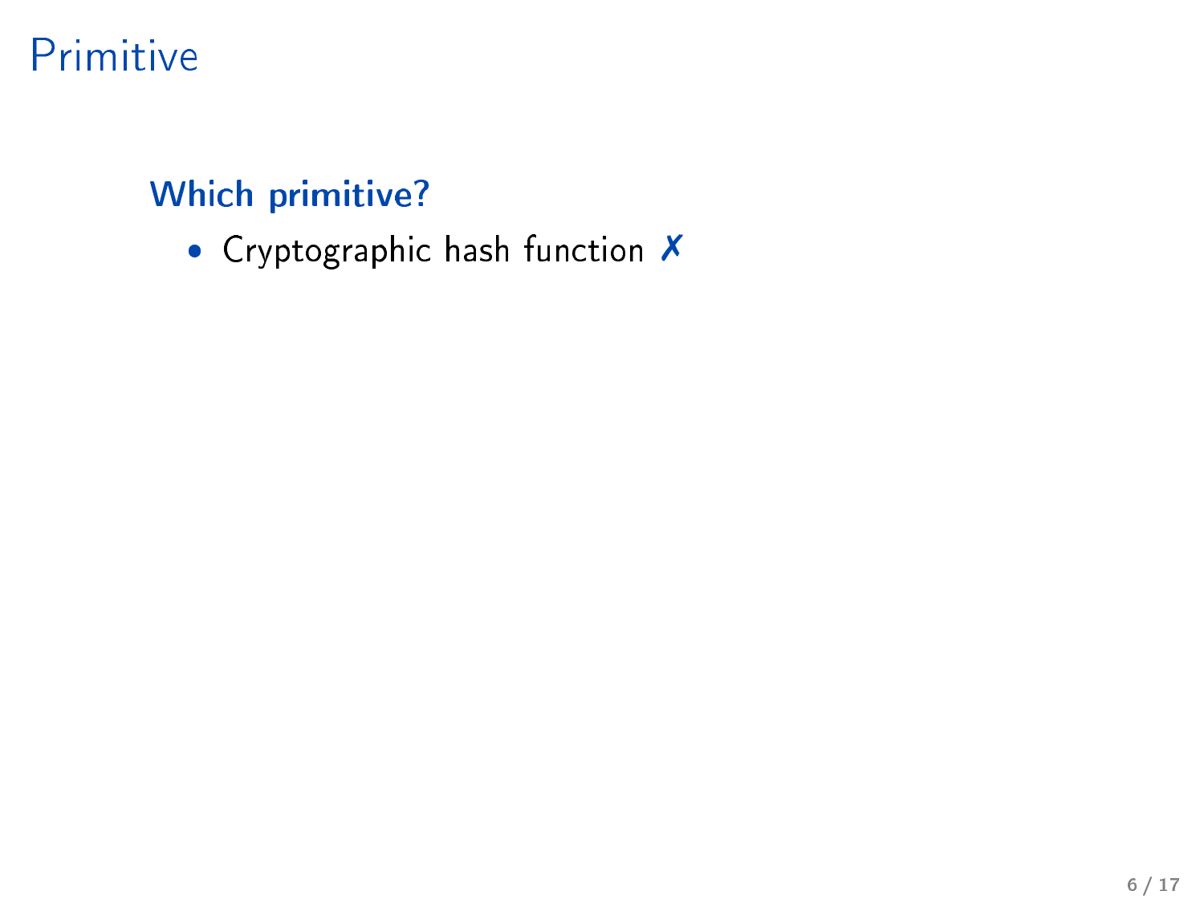# Primitive

### Which primitive?

- Cryptographic hash function ✗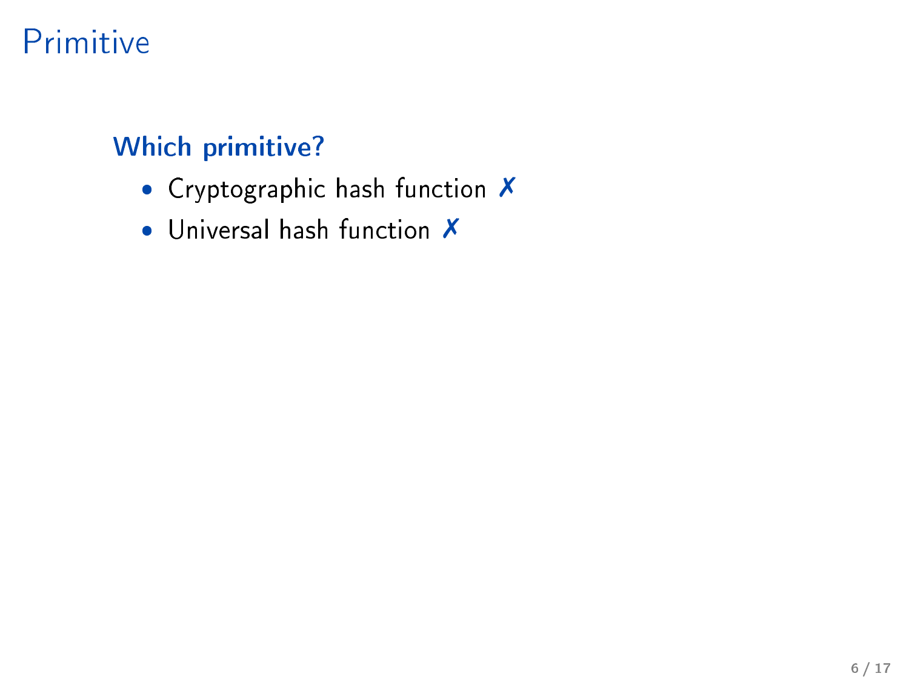# Primitive

**Which primitive?**

- Cryptographic hash function ✗
- Universal hash function ✗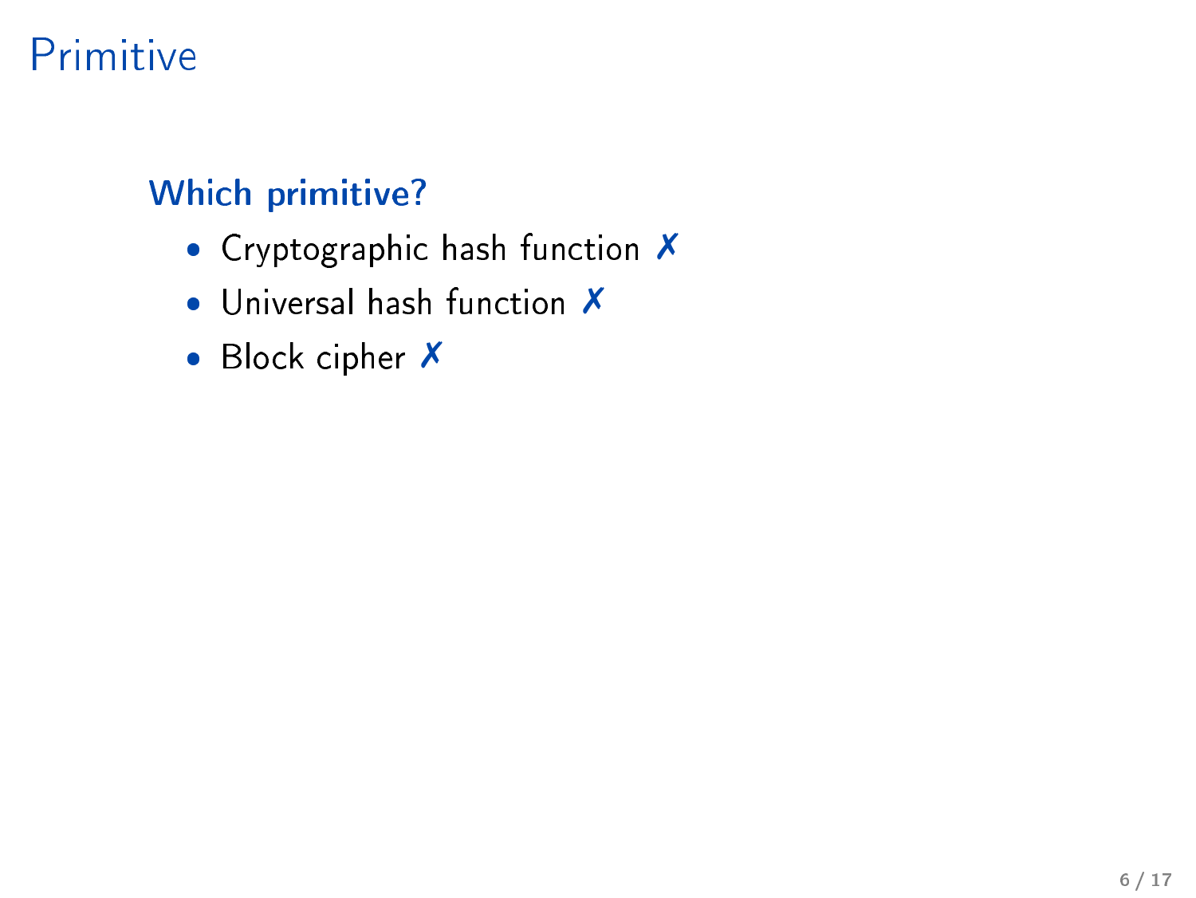# Primitive

**Which primitive?**

- Cryptographic hash function ✗
- Universal hash function ✗
- Block cipher ✗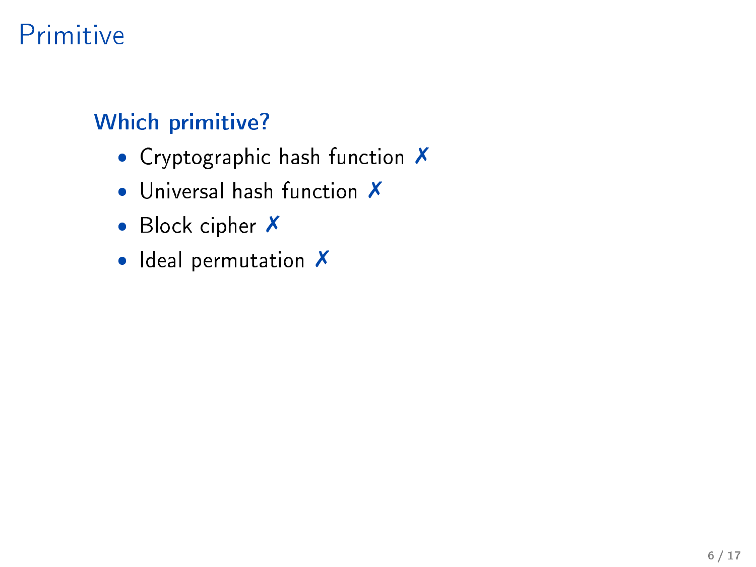# Primitive

**Which primitive?**

- Cryptographic hash function ✗
- Universal hash function ✗
- Block cipher ✗
- Ideal permutation ✗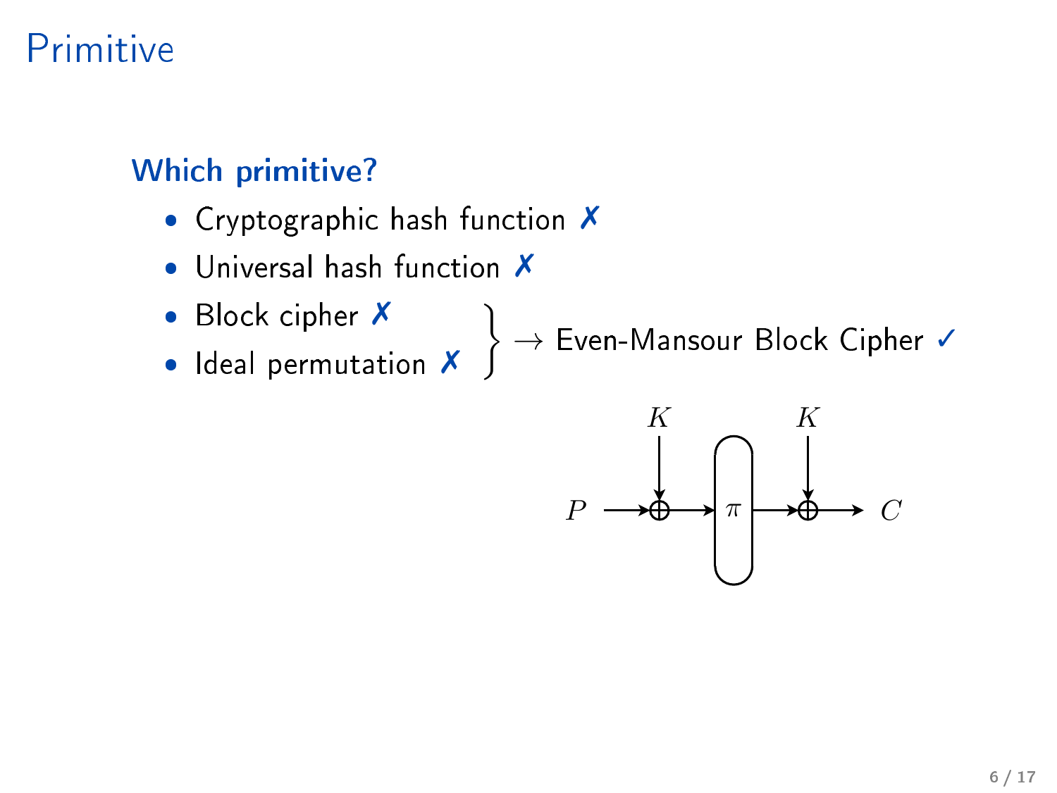# Primitive

**Which primitive?**

- Cryptographic hash function ✗
- Universal hash function ✗
- Block cipher ✗
- Ideal permutation ✗

$\Big\}$ $\rightarrow$ Even-Mansour Block Cipher ✓

$K$ $K$

$P$ $\pi$ $C$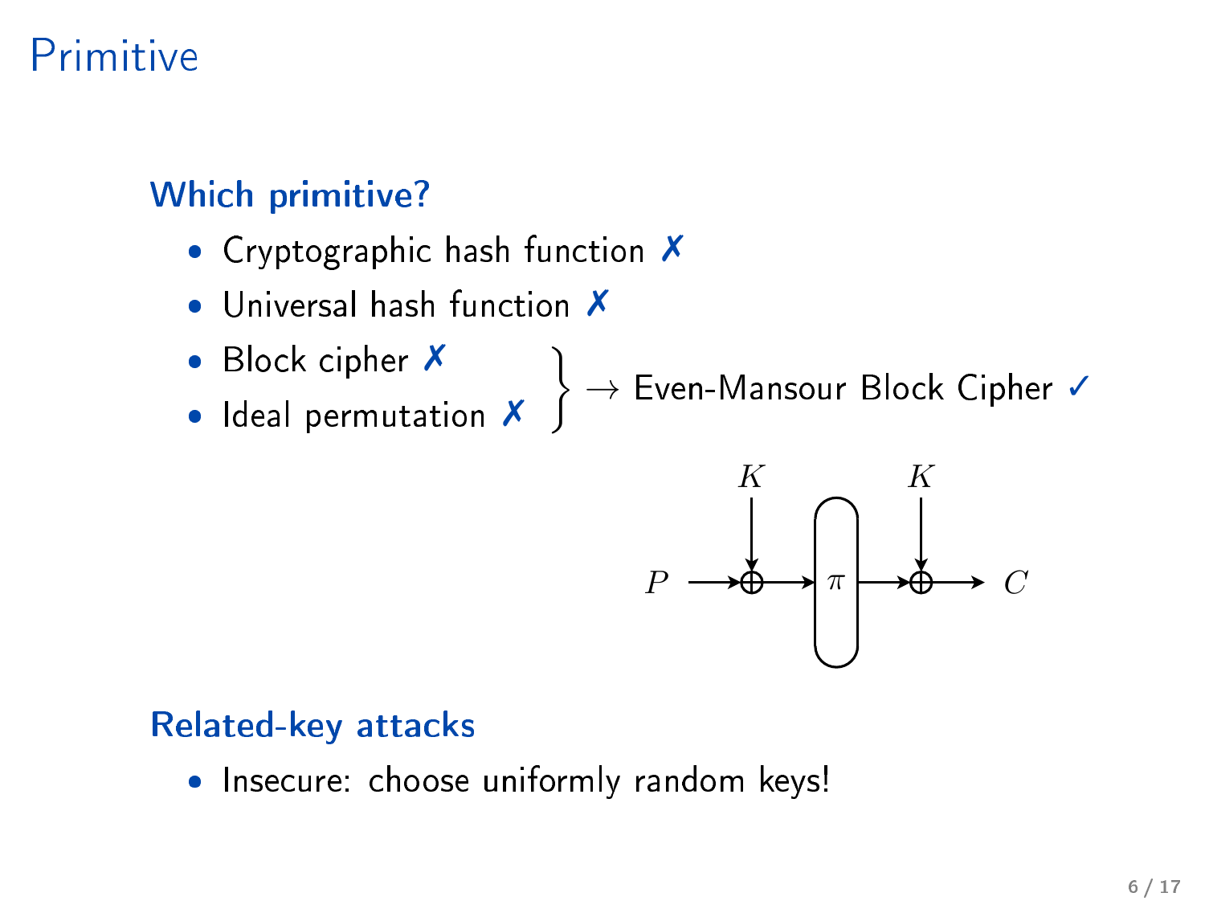# Primitive

### Which primitive?

- Cryptographic hash function ✗
- Universal hash function ✗
- Block cipher ✗
- Ideal permutation ✗

} → Even-Mansour Block Cipher ✓

$K$ $K$

$P$ $\pi$ $C$

### Related-key attacks

- Insecure: choose uniformly random keys!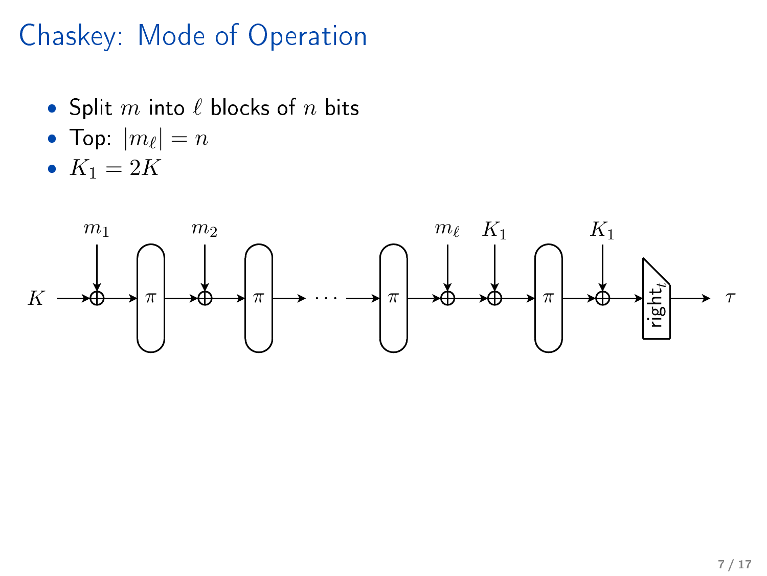# Chaskey: Mode of Operation

- Split $m$ into $\ell$ blocks of $n$ bits
- Top: $|m_\ell| = n$
- $K_1 = 2K$

$m_1$ $m_2$ $m_\ell$ $K_1$ $K_1$

$K$ $\pi$ $\pi$ $\cdots$ $\pi$ $\pi$ $\text{right}_t$ $\tau$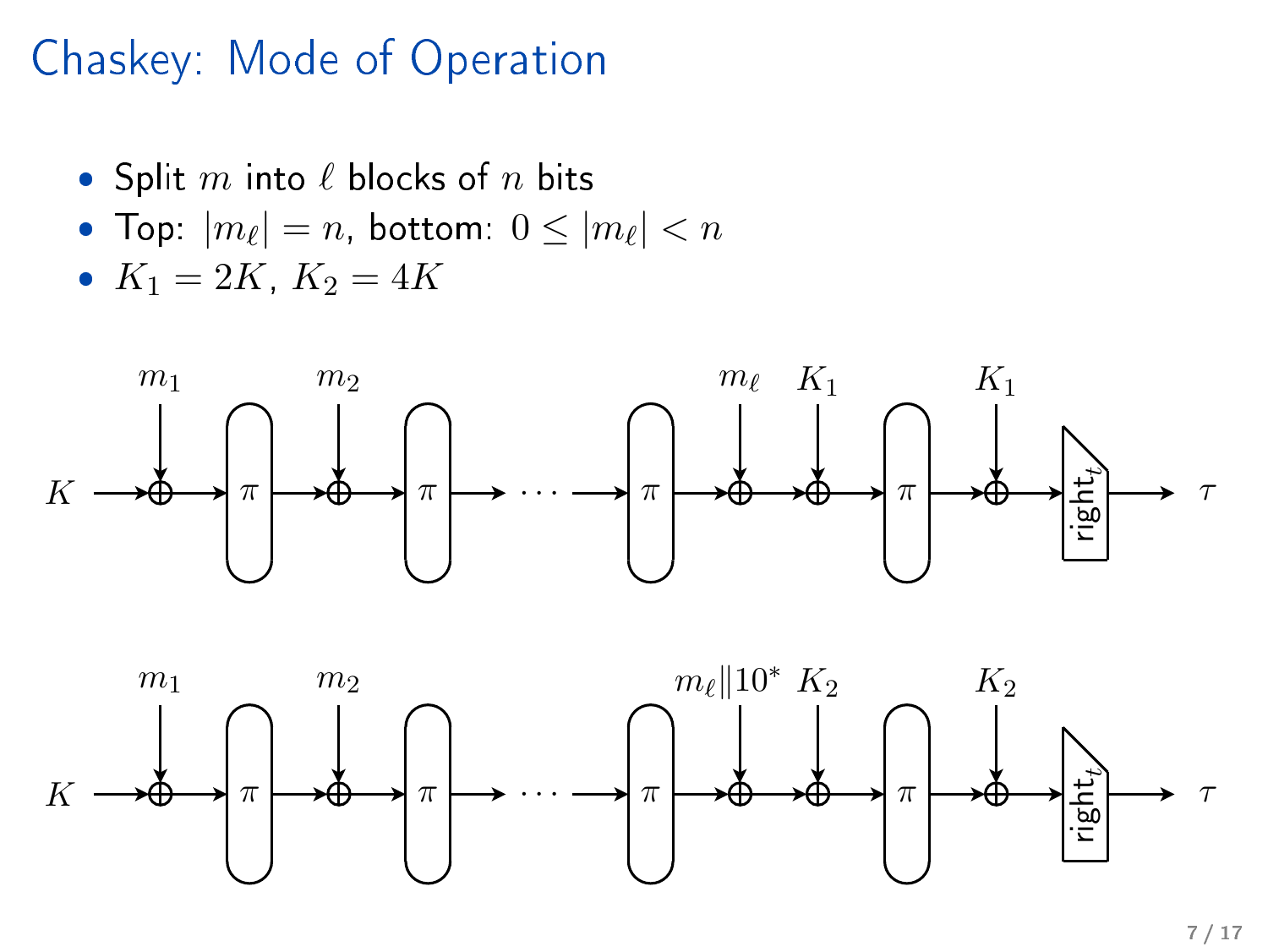# Chaskey: Mode of Operation

- Split $m$ into $\ell$ blocks of $n$ bits
- Top: $|m_\ell| = n$, bottom: $0 \leq |m_\ell| < n$
- $K_1 = 2K$, $K_2 = 4K$

$m_1$ $m_2$ $m_\ell$ $K_1$ $K_1$

$K$ $\pi$ $\pi$ $\cdots$ $\pi$ $\pi$ right$_t$ $\tau$

$m_1$ $m_2$ $m_\ell \| 10^*$ $K_2$ $K_2$

$K$ $\pi$ $\pi$ $\cdots$ $\pi$ $\pi$ right$_t$ $\tau$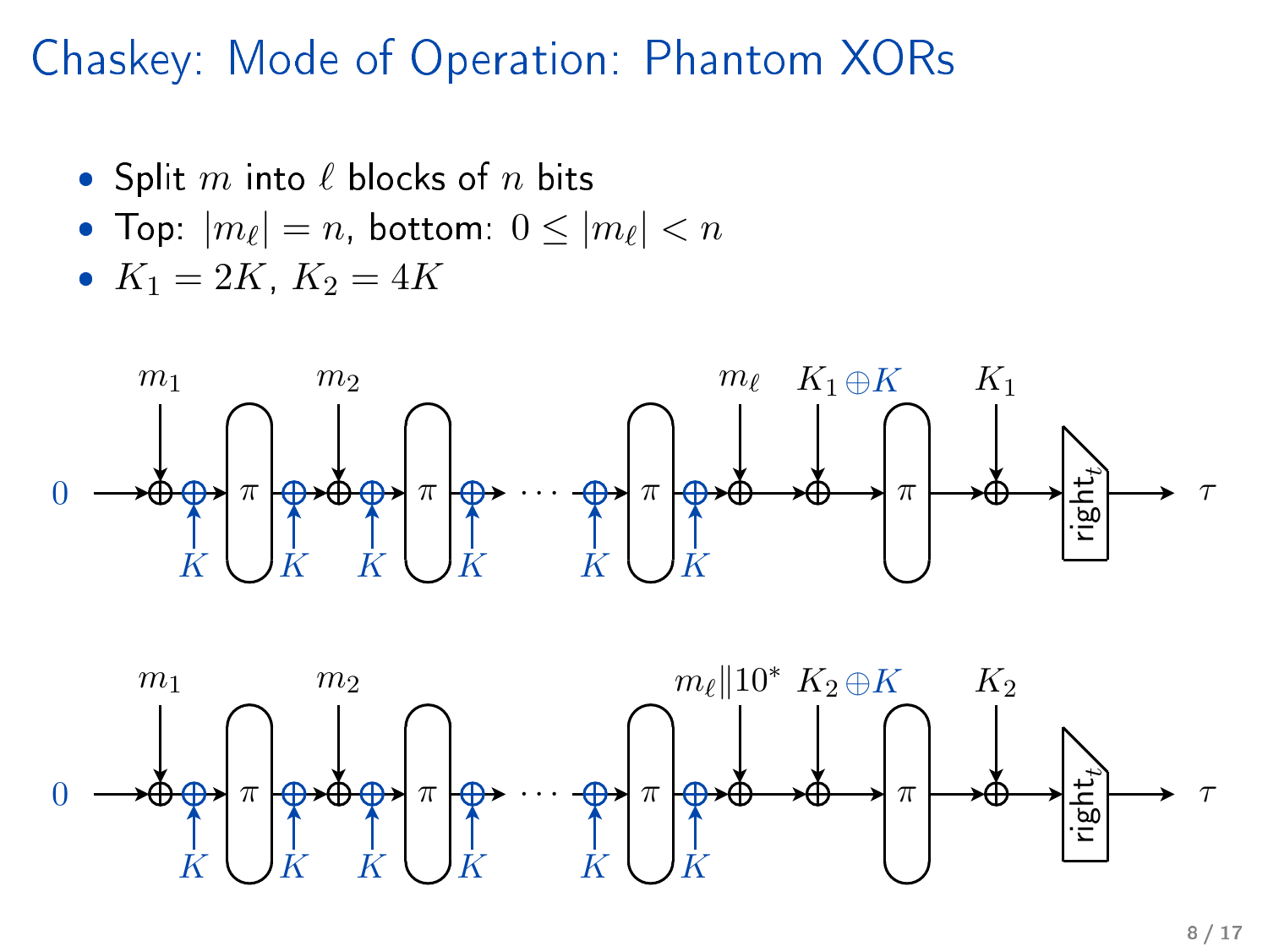# Chaskey: Mode of Operation: Phantom XORs

- Split $m$ into $\ell$ blocks of $n$ bits
- Top: $|m_\ell| = n$, bottom: $0 \leq |m_\ell| < n$
- $K_1 = 2K$, $K_2 = 4K$

$m_1$ $m_2$ $m_\ell$ $K_1 \oplus K$ $K_1$

$0$ $\pi$ $\pi$ $\cdots$ $\pi$ $\pi$ $\mathsf{right}_t$ $\tau$

$K$ $K$ $K$ $K$ $K$ $K$

$m_1$ $m_2$ $m_\ell \| 10^*$ $K_2 \oplus K$ $K_2$

$0$ $\pi$ $\pi$ $\cdots$ $\pi$ $\pi$ $\mathsf{right}_t$ $\tau$

$K$ $K$ $K$ $K$ $K$ $K$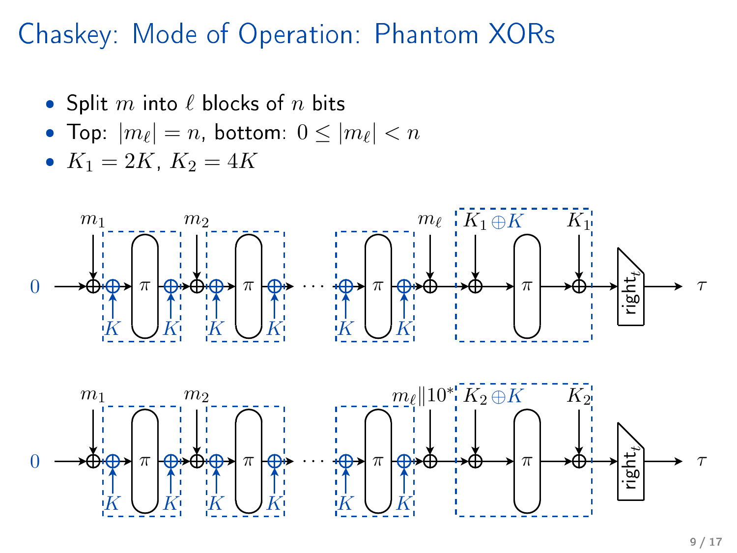# Chaskey: Mode of Operation: Phantom XORs

- Split $m$ into $\ell$ blocks of $n$ bits
- Top: $|m_\ell| = n$, bottom: $0 \le |m_\ell| < n$
- $K_1 = 2K$, $K_2 = 4K$

0

$m_1$ $m_2$ $m_\ell$ $K_1 \oplus K$ $K_1$

$K$ $K$ $K$ $K$ $K$ $K$

$\pi$ $\pi$ $\pi$ $\pi$

$\cdots$

$\text{right}_t$

$\tau$

0

$m_1$ $m_2$ $m_\ell \| 10^*$ $K_2 \oplus K$ $K_2$

$K$ $K$ $K$ $K$ $K$ $K$

$\pi$ $\pi$ $\pi$ $\pi$

$\cdots$

$\text{right}_t$

$\tau$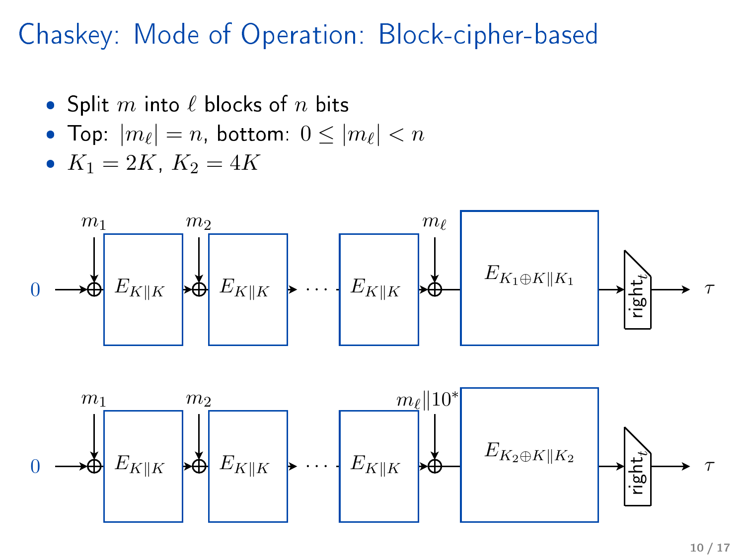# Chaskey: Mode of Operation: Block-cipher-based

- Split $m$ into $\ell$ blocks of $n$ bits
- Top: $|m_\ell| = n$, bottom: $0 \leq |m_\ell| < n$
- $K_1 = 2K$, $K_2 = 4K$

$m_1$ $m_2$ $m_\ell$

$0$ $E_{K\|K}$ $E_{K\|K}$ $\cdots$ $E_{K\|K}$ $E_{K_1 \oplus K \| K_1}$ $\text{right}_t$ $\tau$

$m_1$ $m_2$ $m_\ell \| 10^*$

$0$ $E_{K\|K}$ $E_{K\|K}$ $\cdots$ $E_{K\|K}$ $E_{K_2 \oplus K \| K_2}$ $\text{right}_t$ $\tau$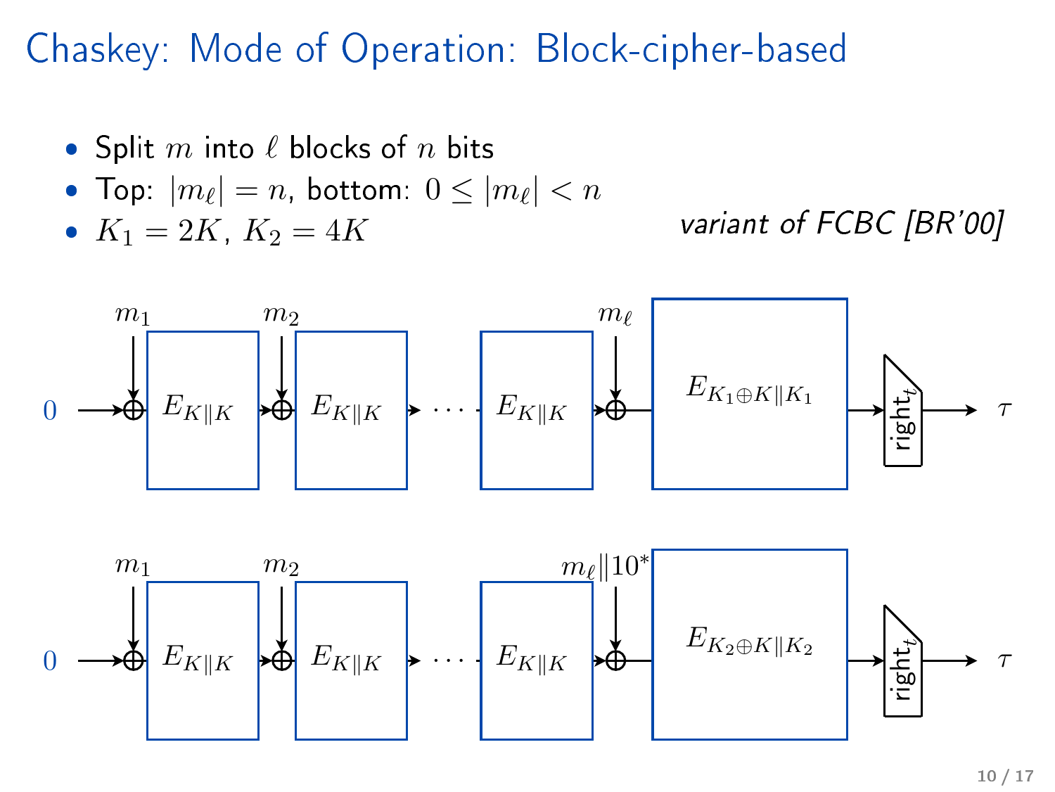# Chaskey: Mode of Operation: Block-cipher-based

- Split $m$ into $\ell$ blocks of $n$ bits
- Top: $|m_\ell| = n$, bottom: $0 \leq |m_\ell| < n$
- $K_1 = 2K$, $K_2 = 4K$

*variant of FCBC [BR'00]*

0
$m_1$
$E_{K\|K}$
$m_2$
$E_{K\|K}$
$\cdots$
$E_{K\|K}$
$m_\ell$
$E_{K_1 \oplus K\|K_1}$
right$_t$
$\tau$

0
$m_1$
$E_{K\|K}$
$m_2$
$E_{K\|K}$
$\cdots$
$E_{K\|K}$
$m_\ell\|10^*$
$E_{K_2 \oplus K\|K_2}$
right$_t$
$\tau$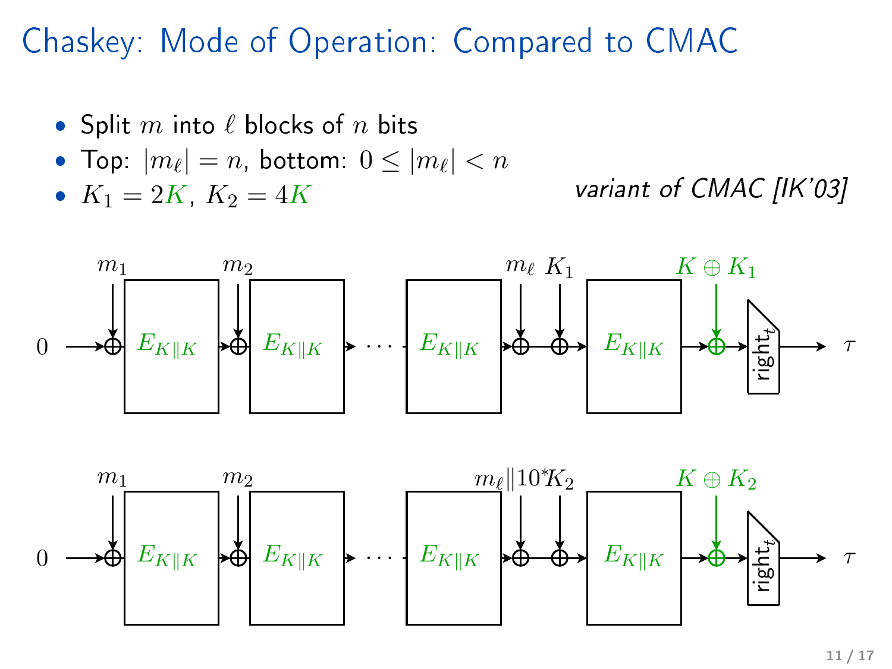# Chaskey: Mode of Operation: Compared to CMAC

- Split $m$ into $\ell$ blocks of $n$ bits
- Top: $|m_\ell| = n$, bottom: $0 \leq |m_\ell| < n$
- $K_1 = 2K$, $K_2 = 4K$

*variant of CMAC [IK'03]*

$m_1$
$m_2$
$m_\ell$
$K_1$
$K \oplus K_1$
$0$
$E_{K\|K}$
$E_{K\|K}$
$\cdots$
$E_{K\|K}$
$E_{K\|K}$
right$_t$
$\tau$

$m_1$
$m_2$
$m_\ell\|10^*$
$K_2$
$K \oplus K_2$
$0$
$E_{K\|K}$
$E_{K\|K}$
$\cdots$
$E_{K\|K}$
$E_{K\|K}$
right$_t$
$\tau$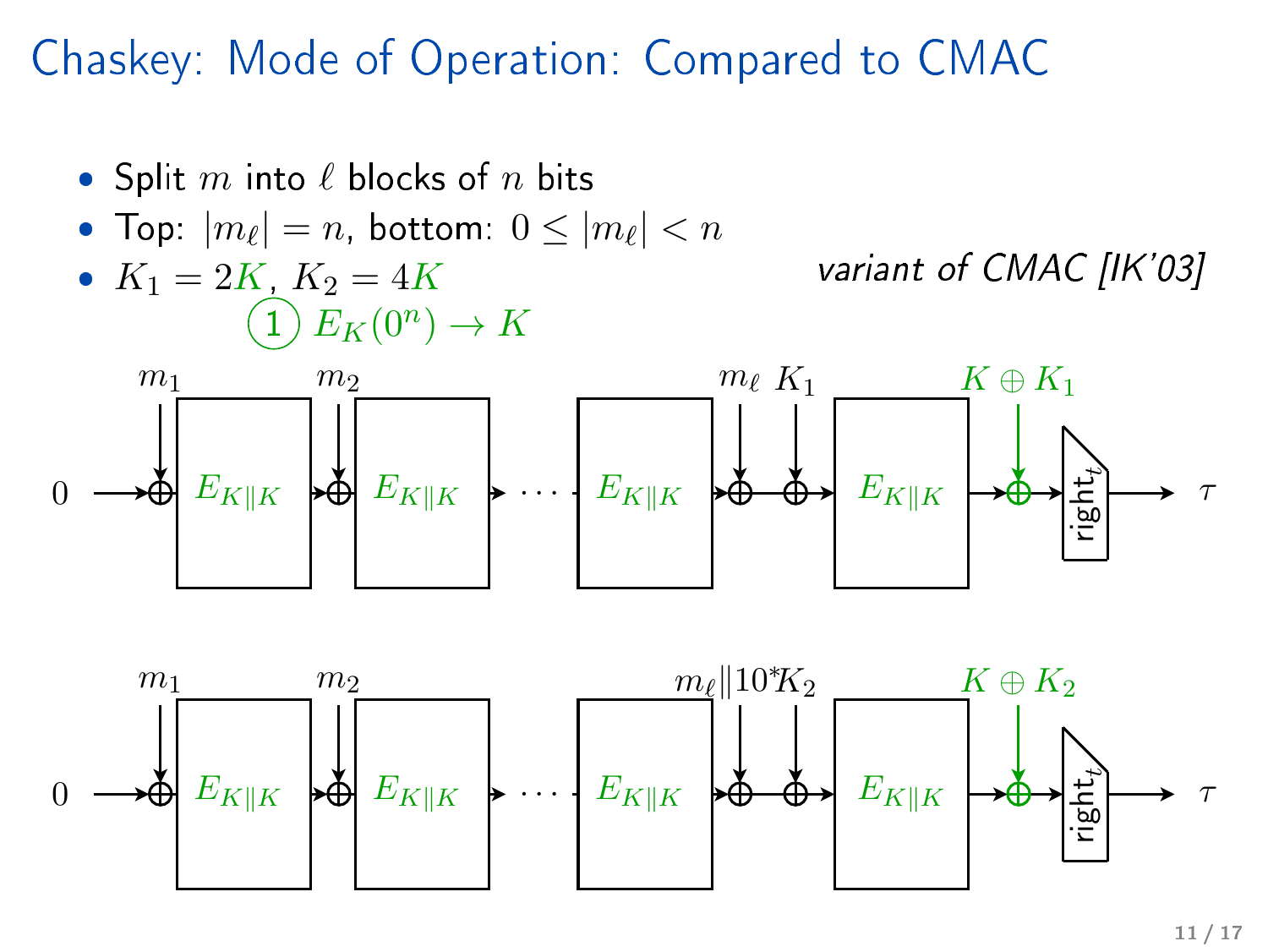# Chaskey: Mode of Operation: Compared to CMAC

- Split $m$ into $\ell$ blocks of $n$ bits
- Top: $|m_\ell| = n$, bottom: $0 \leq |m_\ell| < n$
- $K_1 = 2K$, $K_2 = 4K$

*variant of CMAC [IK'03]*

(1) $E_K(0^n) \to K$

$m_1$ $m_2$ $m_\ell$ $K_1$ $K \oplus K_1$

$0$ $E_{K\|K}$ $E_{K\|K}$ $\cdots$ $E_{K\|K}$ $E_{K\|K}$ right$_t$ $\tau$

$m_1$ $m_2$ $m_\ell\|10^*$ $K_2$ $K \oplus K_2$

$0$ $E_{K\|K}$ $E_{K\|K}$ $\cdots$ $E_{K\|K}$ $E_{K\|K}$ right$_t$ $\tau$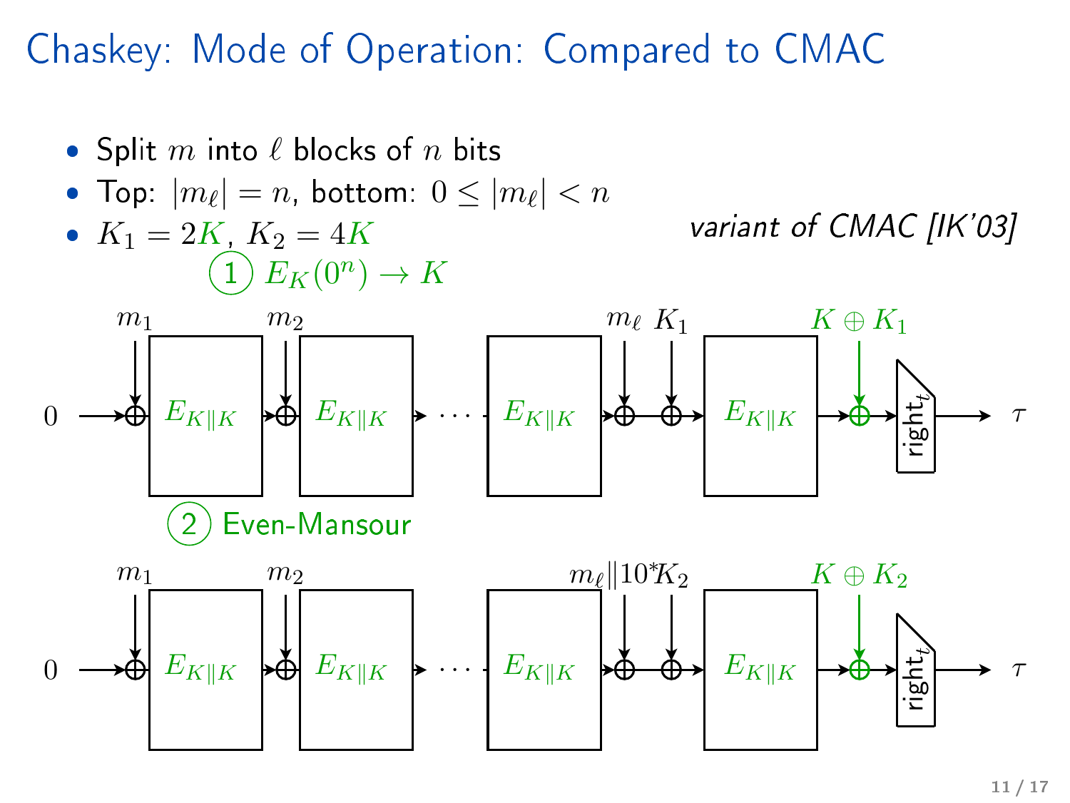# Chaskey: Mode of Operation: Compared to CMAC

- Split $m$ into $\ell$ blocks of $n$ bits
- Top: $|m_\ell| = n$, bottom: $0 \leq |m_\ell| < n$
- $K_1 = 2K$, $K_2 = 4K$

*variant of CMAC [IK'03]*

① $E_K(0^n) \rightarrow K$

0 → ⊕ $m_1$ → $E_{K\|K}$ → ⊕ $m_2$ → $E_{K\|K}$ → ⋯ → $E_{K\|K}$ → ⊕ $m_\ell$ → ⊕ $K_1$ → $E_{K\|K}$ → ⊕ $K \oplus K_1$ → $\text{right}_t$ → $\tau$

② Even-Mansour

0 → ⊕ $m_1$ → $E_{K\|K}$ → ⊕ $m_2$ → $E_{K\|K}$ → ⋯ → $E_{K\|K}$ → ⊕ $m_\ell \| 10^*$ → ⊕ $K_2$ → $E_{K\|K}$ → ⊕ $K \oplus K_2$ → $\text{right}_t$ → $\tau$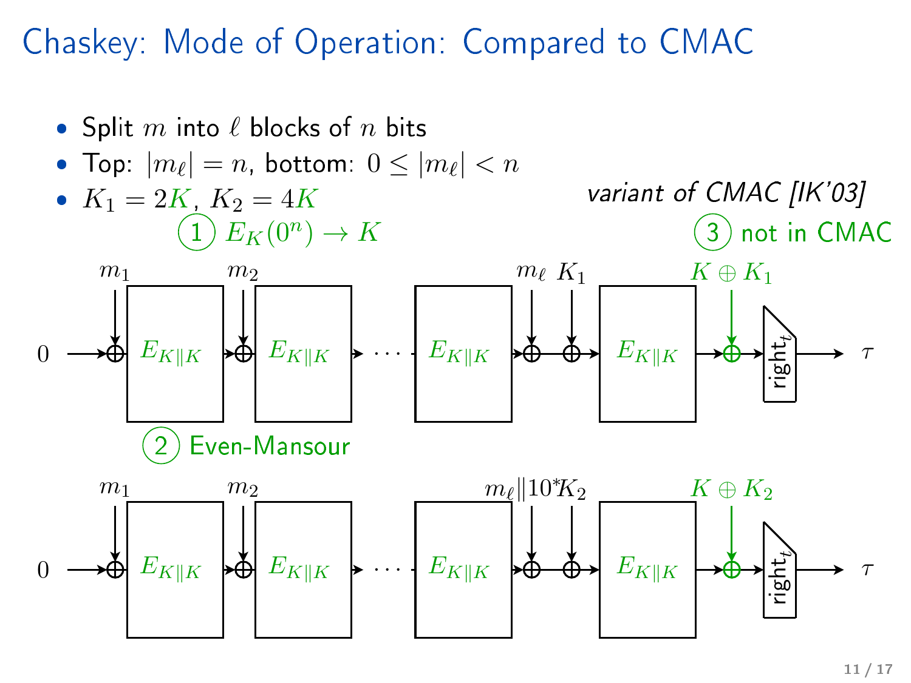# Chaskey: Mode of Operation: Compared to CMAC

- Split $m$ into $\ell$ blocks of $n$ bits
- Top: $|m_\ell| = n$, bottom: $0 \leq |m_\ell| < n$
- $K_1 = 2K$, $K_2 = 4K$

*variant of CMAC [IK'03]*

① $E_K(0^n) \rightarrow K$

② Even-Mansour

③ not in CMAC

$m_1$ $m_2$ $m_\ell$ $K_1$ $K \oplus K_1$

$0$ $E_{K\|K}$ $E_{K\|K}$ $\cdots$ $E_{K\|K}$ $E_{K\|K}$ right$_t$ $\tau$

$m_1$ $m_2$ $m_\ell\|10^*$ $K_2$ $K \oplus K_2$

$0$ $E_{K\|K}$ $E_{K\|K}$ $\cdots$ $E_{K\|K}$ $E_{K\|K}$ right$_t$ $\tau$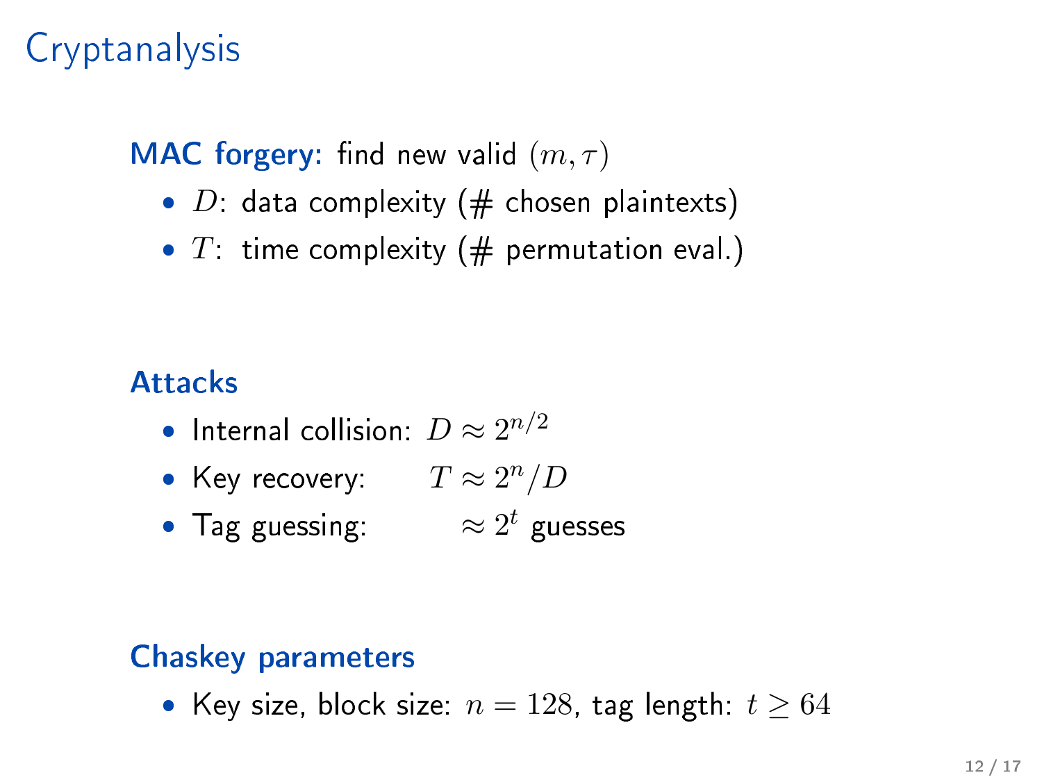# Cryptanalysis

**MAC forgery:** find new valid $(m, \tau)$

- $D$: data complexity (# chosen plaintexts)
- $T$: time complexity (# permutation eval.)

**Attacks**

- Internal collision: $D \approx 2^{n/2}$
- Key recovery: $T \approx 2^n / D$
- Tag guessing: $\approx 2^t$ guesses

**Chaskey parameters**

- Key size, block size: $n = 128$, tag length: $t \geq 64$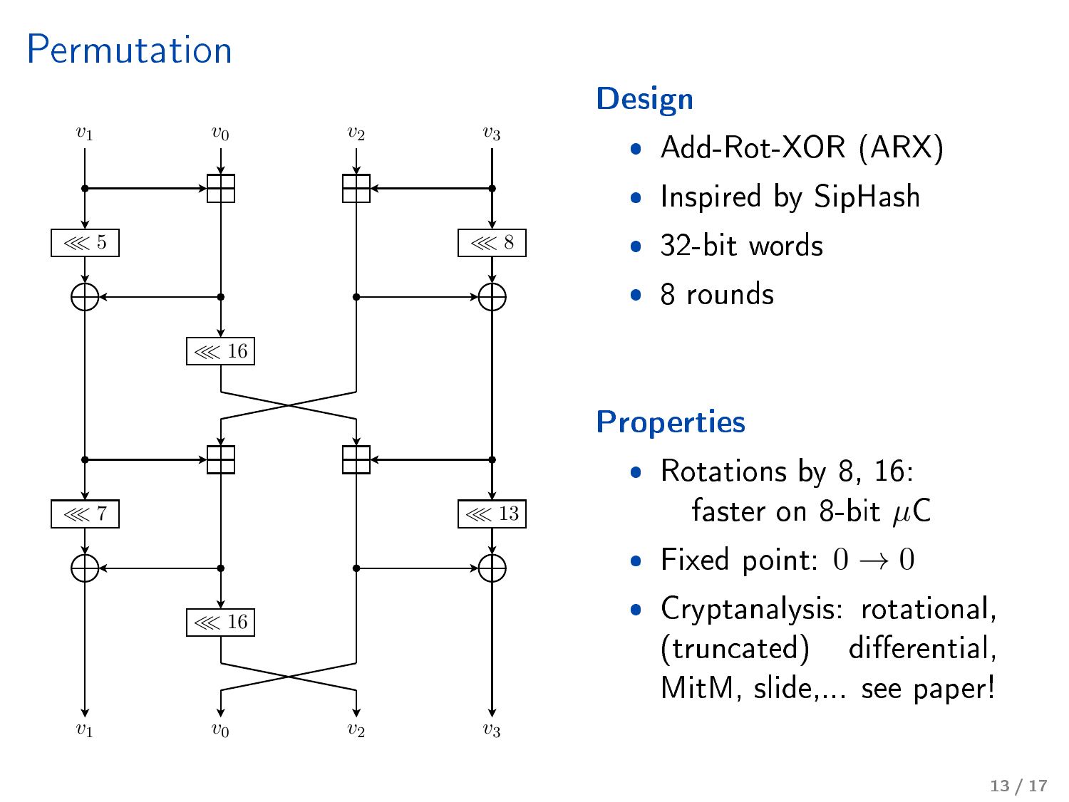# Permutation

$v_1$ $v_0$ $v_2$ $v_3$

$\lll 5$ $\lll 8$

$\lll 16$

$\lll 7$ $\lll 13$

$\lll 16$

$v_1$ $v_0$ $v_2$ $v_3$

## Design

- Add-Rot-XOR (ARX)
- Inspired by SipHash
- 32-bit words
- 8 rounds

## Properties

- Rotations by 8, 16: faster on 8-bit $\mu$C
- Fixed point: $0 \to 0$
- Cryptanalysis: rotational, (truncated) differential, MitM, slide,... see paper!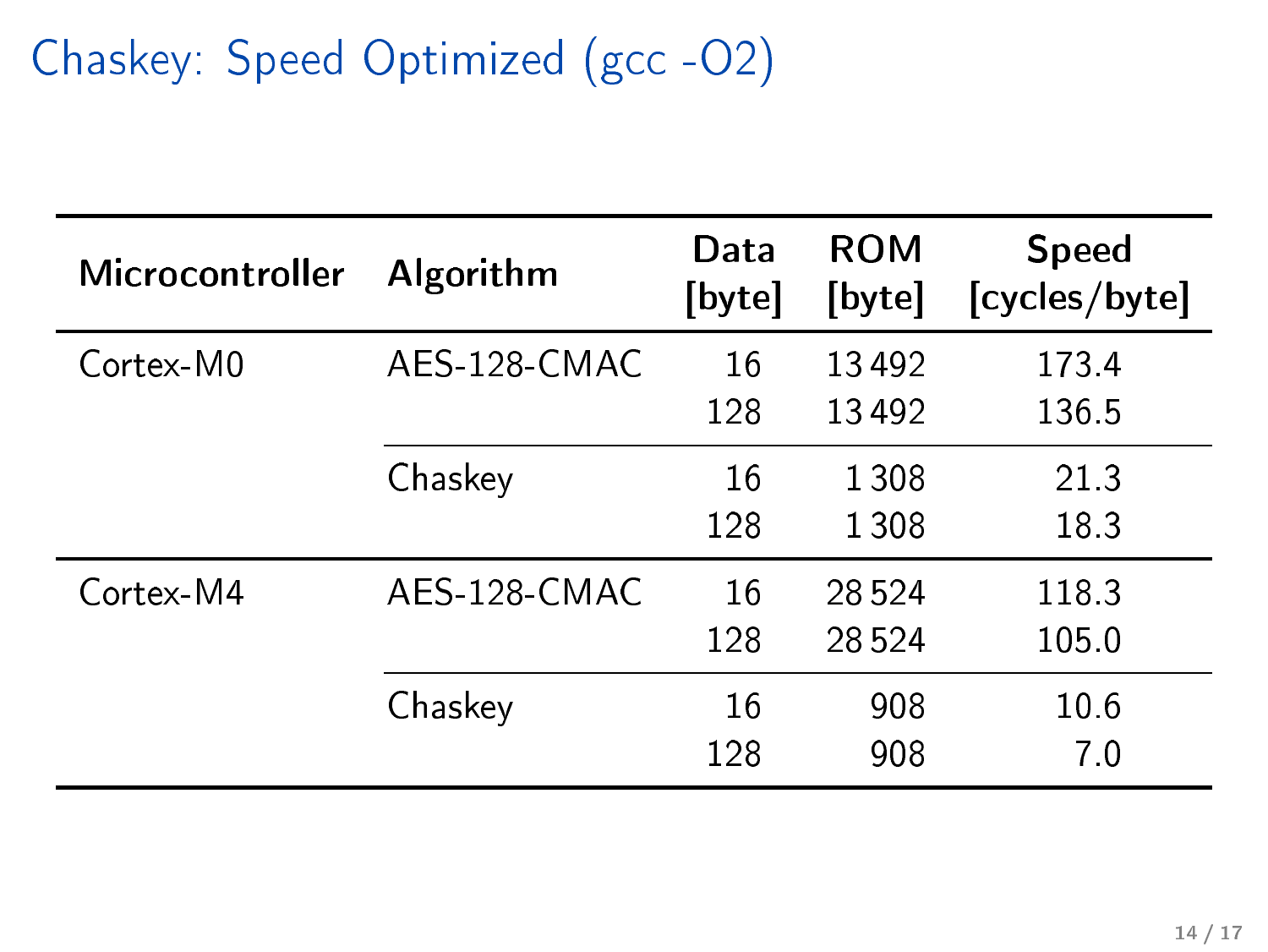# Chaskey: Speed Optimized (gcc -O2)

| Microcontroller | Algorithm | Data [byte] | ROM [byte] | Speed [cycles/byte] |
|---|---|---|---|---|
| Cortex-M0 | AES-128-CMAC | 16 | 13 492 | 173.4 |
| | | 128 | 13 492 | 136.5 |
| | Chaskey | 16 | 1 308 | 21.3 |
| | | 128 | 1 308 | 18.3 |
| Cortex-M4 | AES-128-CMAC | 16 | 28 524 | 118.3 |
| | | 128 | 28 524 | 105.0 |
| | Chaskey | 16 | 908 | 10.6 |
| | | 128 | 908 | 7.0 |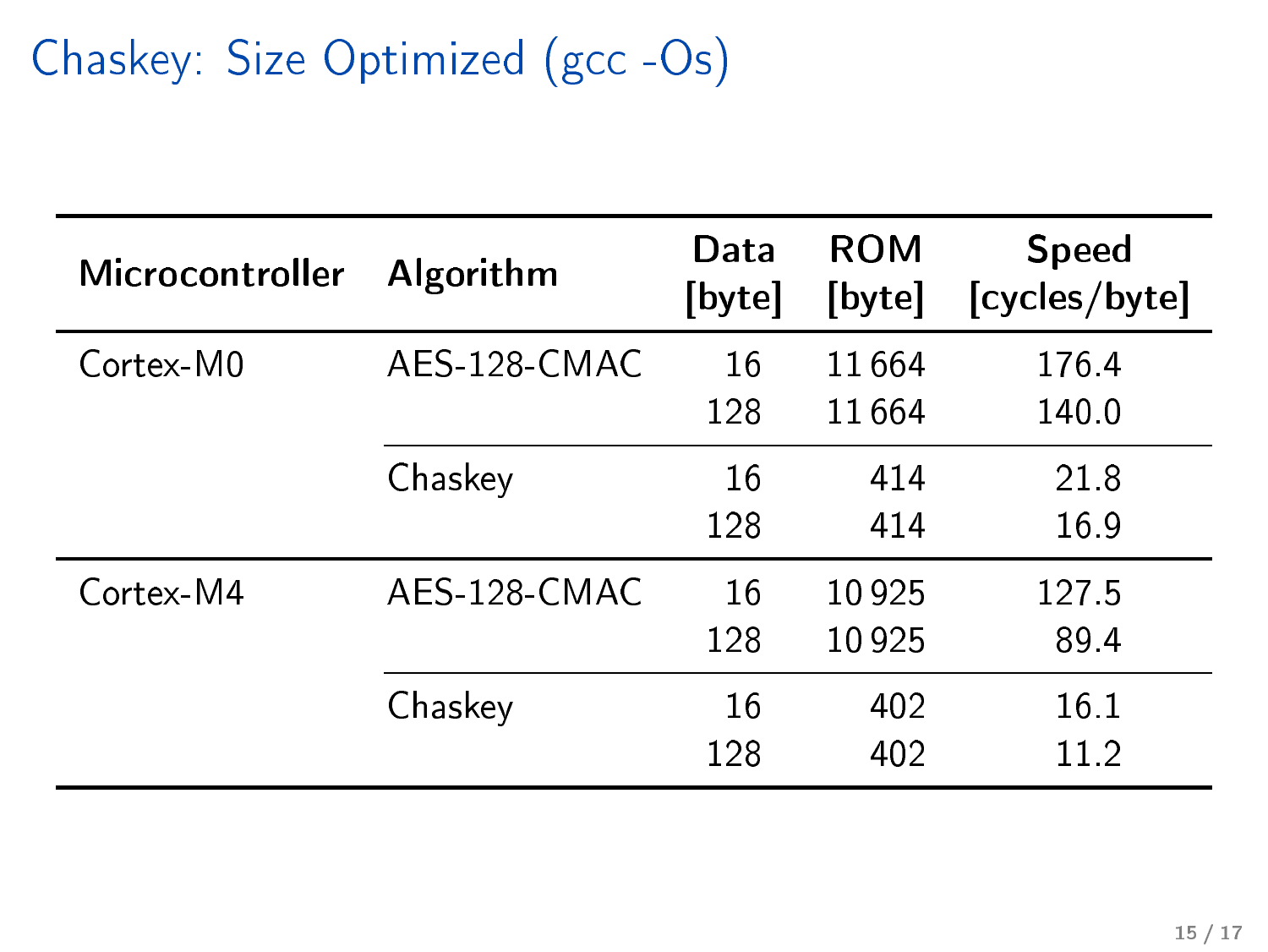# Chaskey: Size Optimized (gcc -Os)

| Microcontroller | Algorithm | Data [byte] | ROM [byte] | Speed [cycles/byte] |
|---|---|---|---|---|
| Cortex-M0 | AES-128-CMAC | 16 | 11 664 | 176.4 |
| | | 128 | 11 664 | 140.0 |
| | Chaskey | 16 | 414 | 21.8 |
| | | 128 | 414 | 16.9 |
| Cortex-M4 | AES-128-CMAC | 16 | 10 925 | 127.5 |
| | | 128 | 10 925 | 89.4 |
| | Chaskey | 16 | 402 | 16.1 |
| | | 128 | 402 | 11.2 |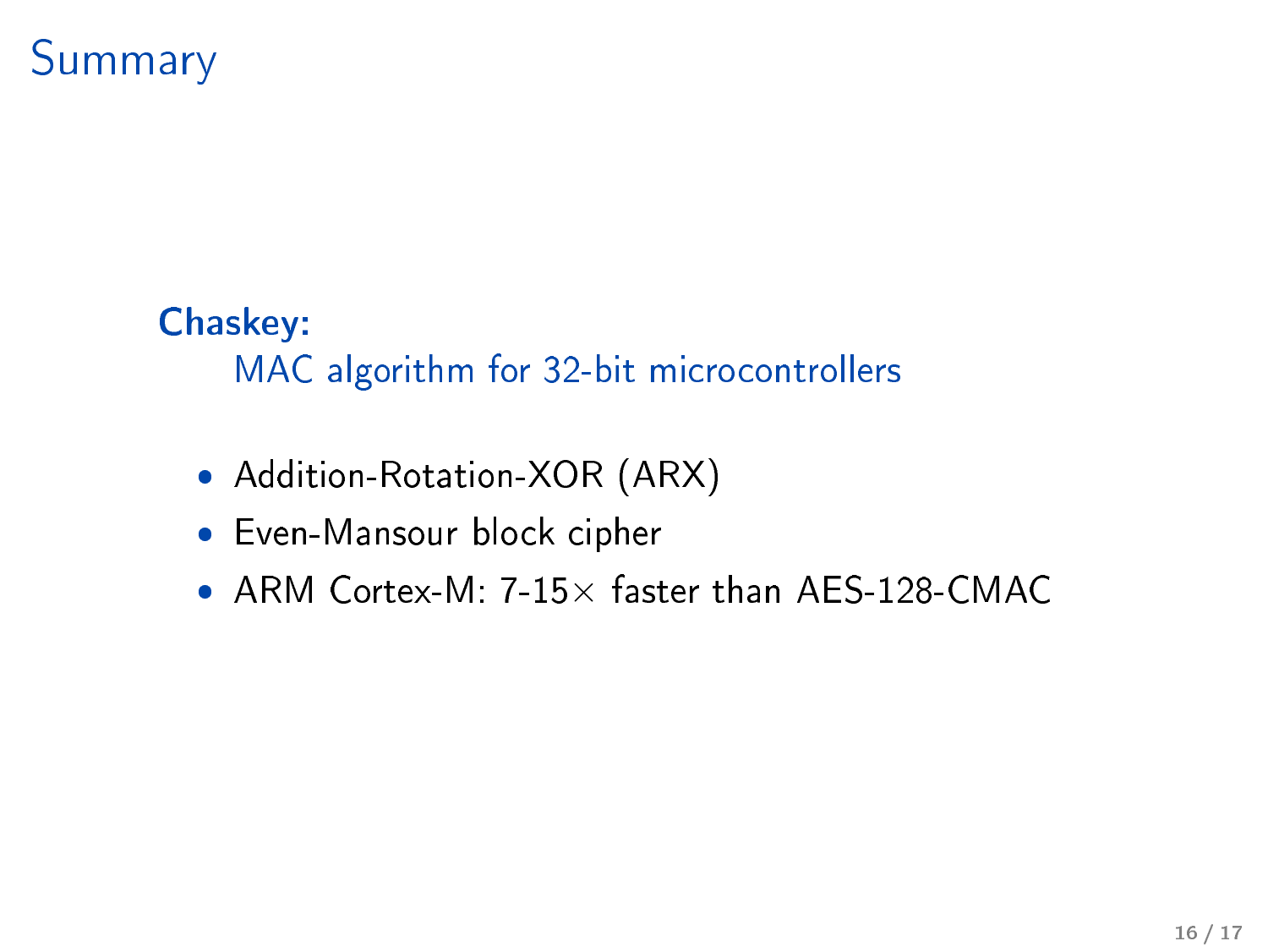# Summary

**Chaskey:**
MAC algorithm for 32-bit microcontrollers

- Addition-Rotation-XOR (ARX)
- Even-Mansour block cipher
- ARM Cortex-M: 7-15$\times$ faster than AES-128-CMAC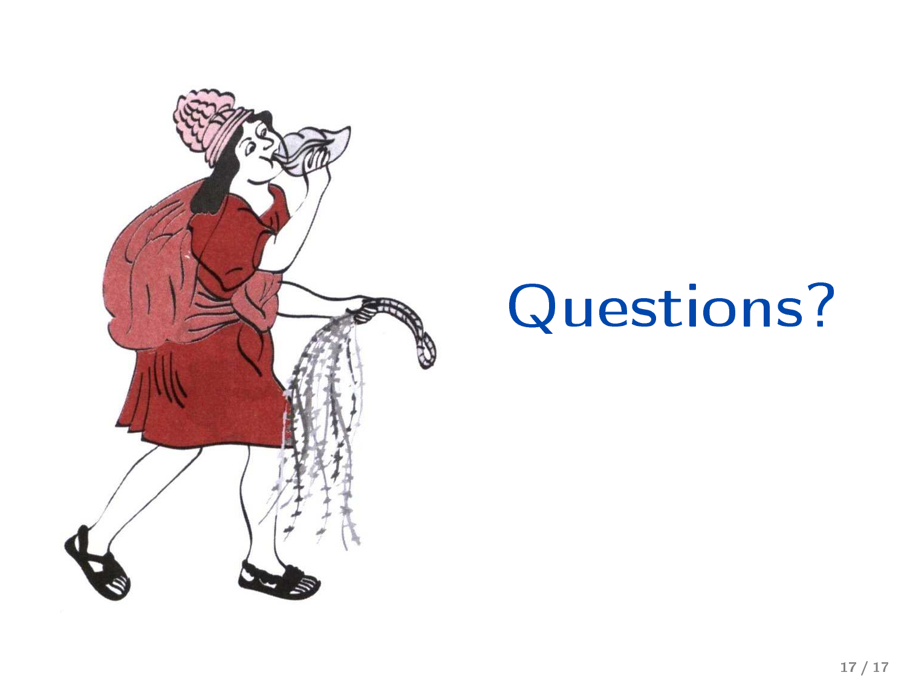# Questions?